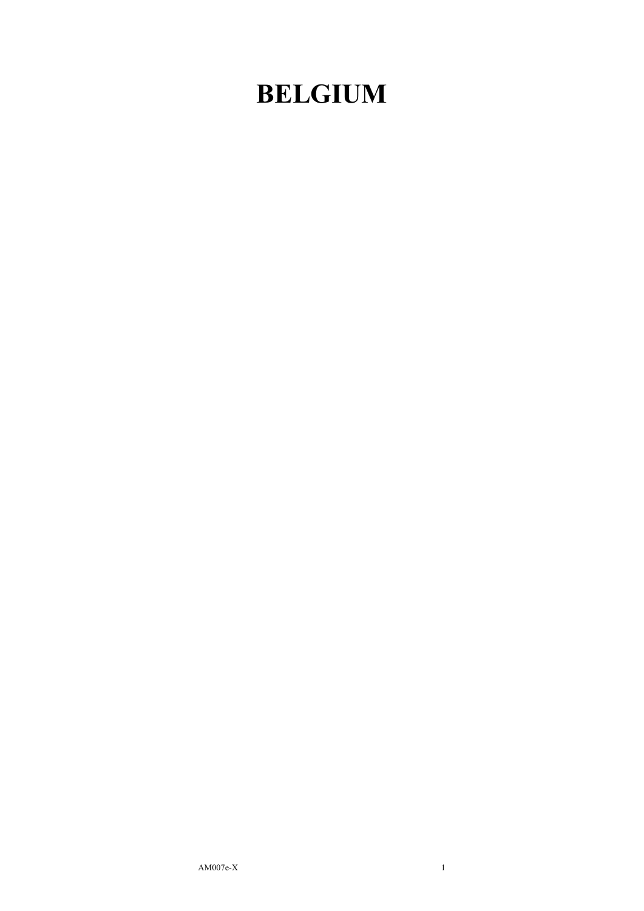# BELGIUM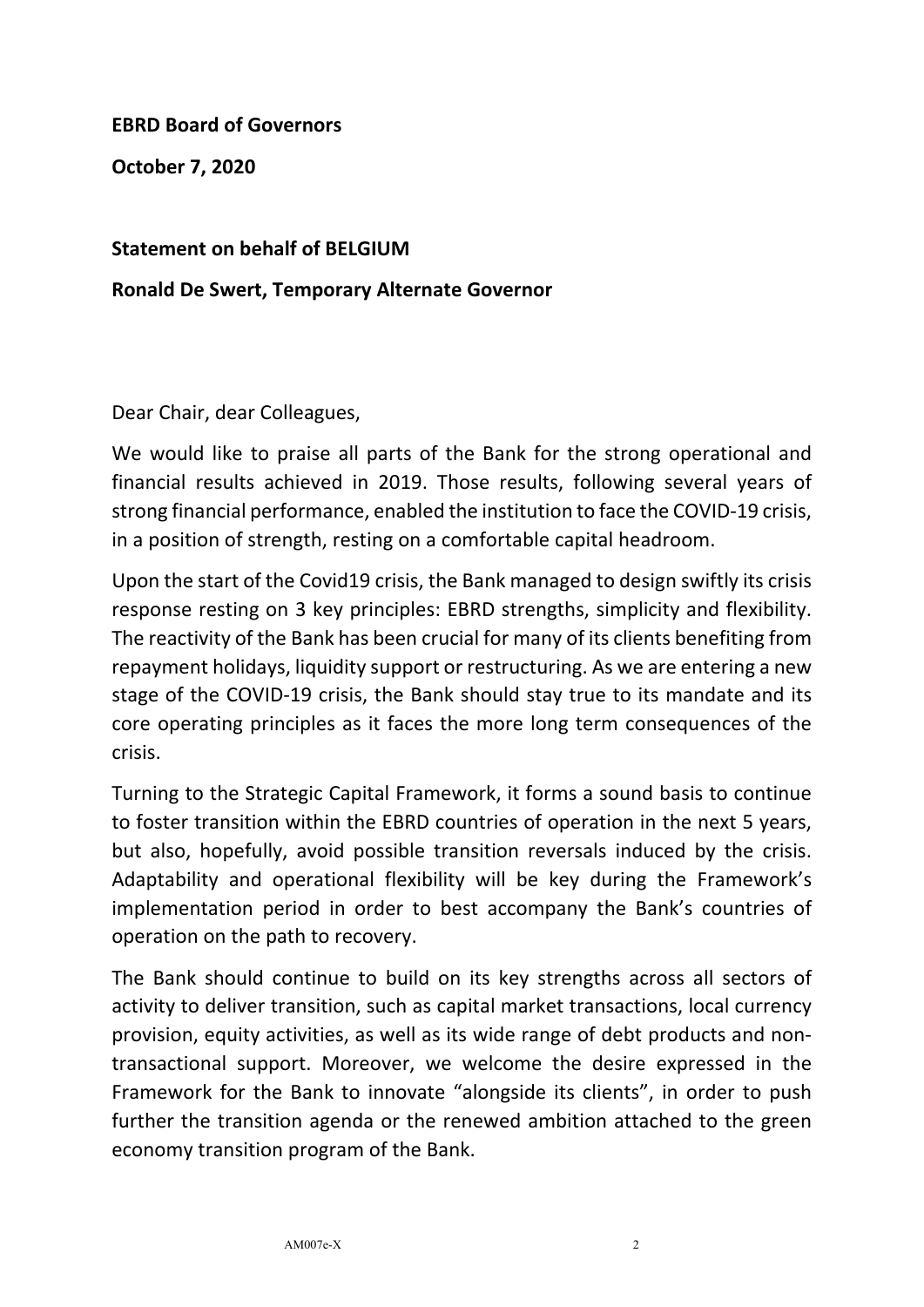**EBRD Board of Governors**

**October 7, 2020**

**Statement on behalf of BELGIUM**

**Ronald De Swert, Temporary Alternate Governor**

Dear Chair, dear Colleagues,

We would like to praise all parts of the Bank for the strong operational and financial results achieved in 2019. Those results, following several years of strong financial performance, enabled the institution to face the COVID-19 crisis, in a position of strength, resting on a comfortable capital headroom.

Upon the start of the Covid19 crisis, the Bank managed to design swiftly its crisis response resting on 3 key principles: EBRD strengths, simplicity and flexibility. The reactivity of the Bank has been crucial for many of its clients benefiting from repayment holidays, liquidity support or restructuring. As we are entering a new stage of the COVID-19 crisis, the Bank should stay true to its mandate and its core operating principles as it faces the more long term consequences of the crisis.

Turning to the Strategic Capital Framework, it forms a sound basis to continue to foster transition within the EBRD countries of operation in the next 5 years, but also, hopefully, avoid possible transition reversals induced by the crisis. Adaptability and operational flexibility will be key during the Framework's implementation period in order to best accompany the Bank's countries of operation on the path to recovery.

The Bank should continue to build on its key strengths across all sectors of activity to deliver transition, such as capital market transactions, local currency provision, equity activities, as well as its wide range of debt products and non-transactional support. Moreover, we welcome the desire expressed in the Framework for the Bank to innovate "alongside its clients", in order to push further the transition agenda or the renewed ambition attached to the green economy transition program of the Bank.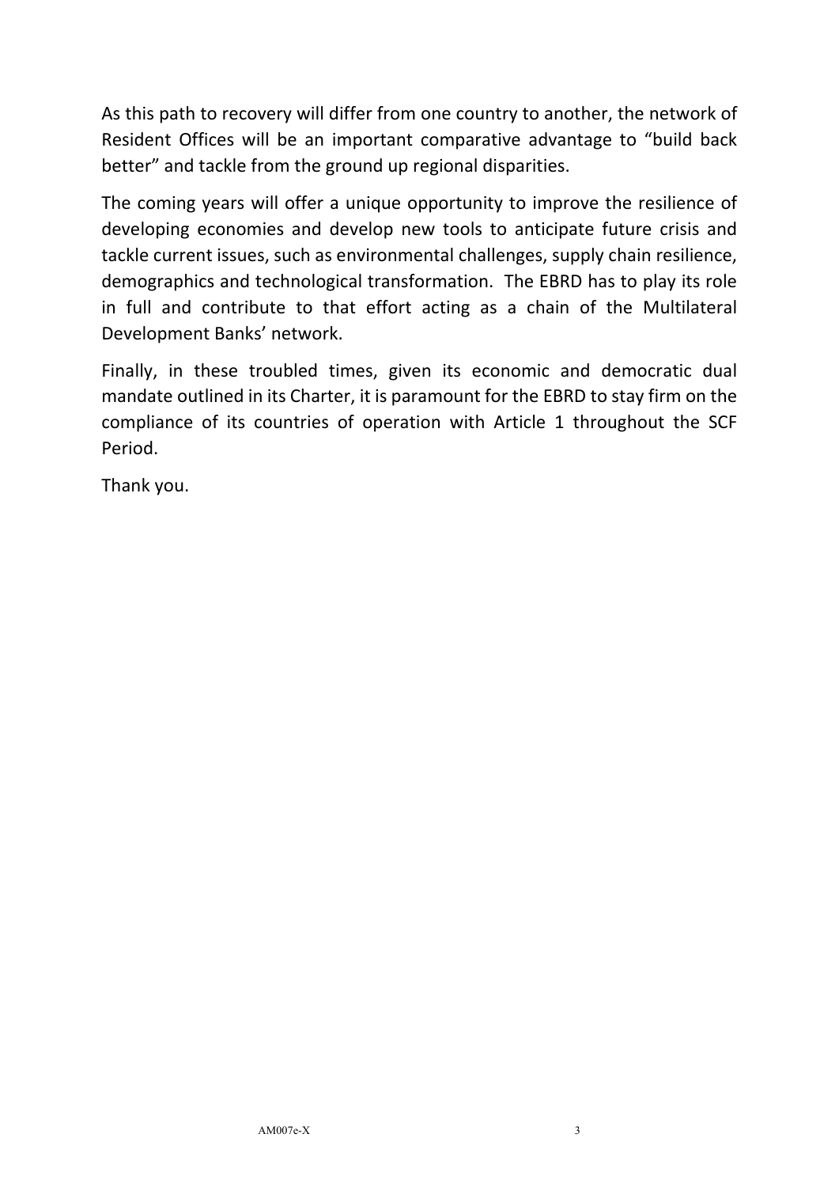As this path to recovery will differ from one country to another, the network of Resident Offices will be an important comparative advantage to "build back better" and tackle from the ground up regional disparities.

The coming years will offer a unique opportunity to improve the resilience of developing economies and develop new tools to anticipate future crisis and tackle current issues, such as environmental challenges, supply chain resilience, demographics and technological transformation. The EBRD has to play its role in full and contribute to that effort acting as a chain of the Multilateral Development Banks' network.

Finally, in these troubled times, given its economic and democratic dual mandate outlined in its Charter, it is paramount for the EBRD to stay firm on the compliance of its countries of operation with Article 1 throughout the SCF Period.

Thank you.